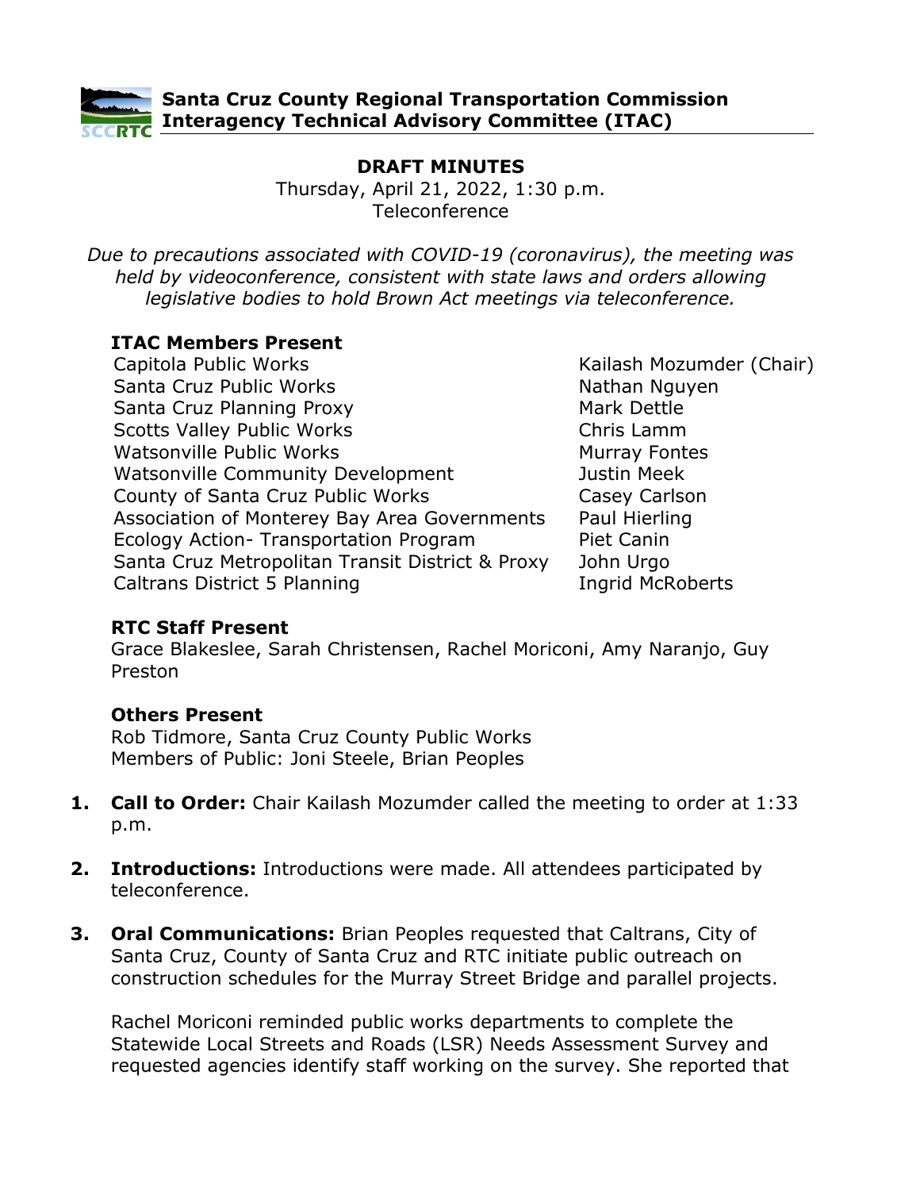**Santa Cruz County Regional Transportation Commission**
**Interagency Technical Advisory Committee (ITAC)**

# DRAFT MINUTES

Thursday, April 21, 2022, 1:30 p.m.
Teleconference

*Due to precautions associated with COVID-19 (coronavirus), the meeting was held by videoconference, consistent with state laws and orders allowing legislative bodies to hold Brown Act meetings via teleconference.*

### ITAC Members Present

| | |
|---|---|
| Capitola Public Works | Kailash Mozumder (Chair) |
| Santa Cruz Public Works | Nathan Nguyen |
| Santa Cruz Planning Proxy | Mark Dettle |
| Scotts Valley Public Works | Chris Lamm |
| Watsonville Public Works | Murray Fontes |
| Watsonville Community Development | Justin Meek |
| County of Santa Cruz Public Works | Casey Carlson |
| Association of Monterey Bay Area Governments | Paul Hierling |
| Ecology Action- Transportation Program | Piet Canin |
| Santa Cruz Metropolitan Transit District & Proxy | John Urgo |
| Caltrans District 5 Planning | Ingrid McRoberts |

### RTC Staff Present

Grace Blakeslee, Sarah Christensen, Rachel Moriconi, Amy Naranjo, Guy Preston

### Others Present

Rob Tidmore, Santa Cruz County Public Works
Members of Public: Joni Steele, Brian Peoples

1. **Call to Order:** Chair Kailash Mozumder called the meeting to order at 1:33 p.m.

2. **Introductions:** Introductions were made. All attendees participated by teleconference.

3. **Oral Communications:** Brian Peoples requested that Caltrans, City of Santa Cruz, County of Santa Cruz and RTC initiate public outreach on construction schedules for the Murray Street Bridge and parallel projects.

   Rachel Moriconi reminded public works departments to complete the Statewide Local Streets and Roads (LSR) Needs Assessment Survey and requested agencies identify staff working on the survey. She reported that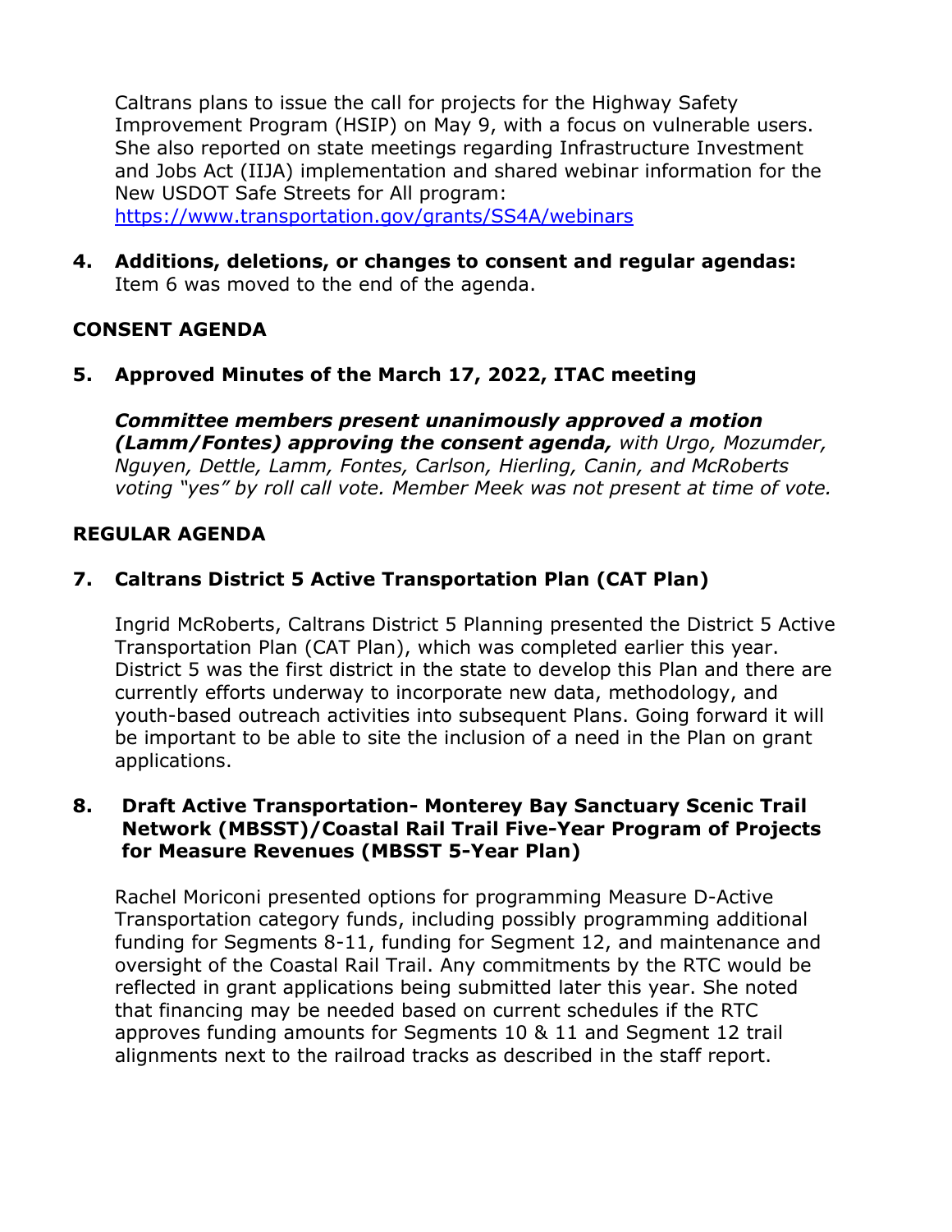Caltrans plans to issue the call for projects for the Highway Safety Improvement Program (HSIP) on May 9, with a focus on vulnerable users. She also reported on state meetings regarding Infrastructure Investment and Jobs Act (IIJA) implementation and shared webinar information for the New USDOT Safe Streets for All program: https://www.transportation.gov/grants/SS4A/webinars

4. **Additions, deletions, or changes to consent and regular agendas:** Item 6 was moved to the end of the agenda.

**CONSENT AGENDA**

5. **Approved Minutes of the March 17, 2022, ITAC meeting**

   ***Committee members present unanimously approved a motion (Lamm/Fontes) approving the consent agenda,*** *with Urgo, Mozumder, Nguyen, Dettle, Lamm, Fontes, Carlson, Hierling, Canin, and McRoberts voting "yes" by roll call vote. Member Meek was not present at time of vote.*

**REGULAR AGENDA**

7. **Caltrans District 5 Active Transportation Plan (CAT Plan)**

   Ingrid McRoberts, Caltrans District 5 Planning presented the District 5 Active Transportation Plan (CAT Plan), which was completed earlier this year. District 5 was the first district in the state to develop this Plan and there are currently efforts underway to incorporate new data, methodology, and youth-based outreach activities into subsequent Plans. Going forward it will be important to be able to site the inclusion of a need in the Plan on grant applications.

8. **Draft Active Transportation- Monterey Bay Sanctuary Scenic Trail Network (MBSST)/Coastal Rail Trail Five-Year Program of Projects for Measure Revenues (MBSST 5-Year Plan)**

   Rachel Moriconi presented options for programming Measure D-Active Transportation category funds, including possibly programming additional funding for Segments 8-11, funding for Segment 12, and maintenance and oversight of the Coastal Rail Trail. Any commitments by the RTC would be reflected in grant applications being submitted later this year. She noted that financing may be needed based on current schedules if the RTC approves funding amounts for Segments 10 & 11 and Segment 12 trail alignments next to the railroad tracks as described in the staff report.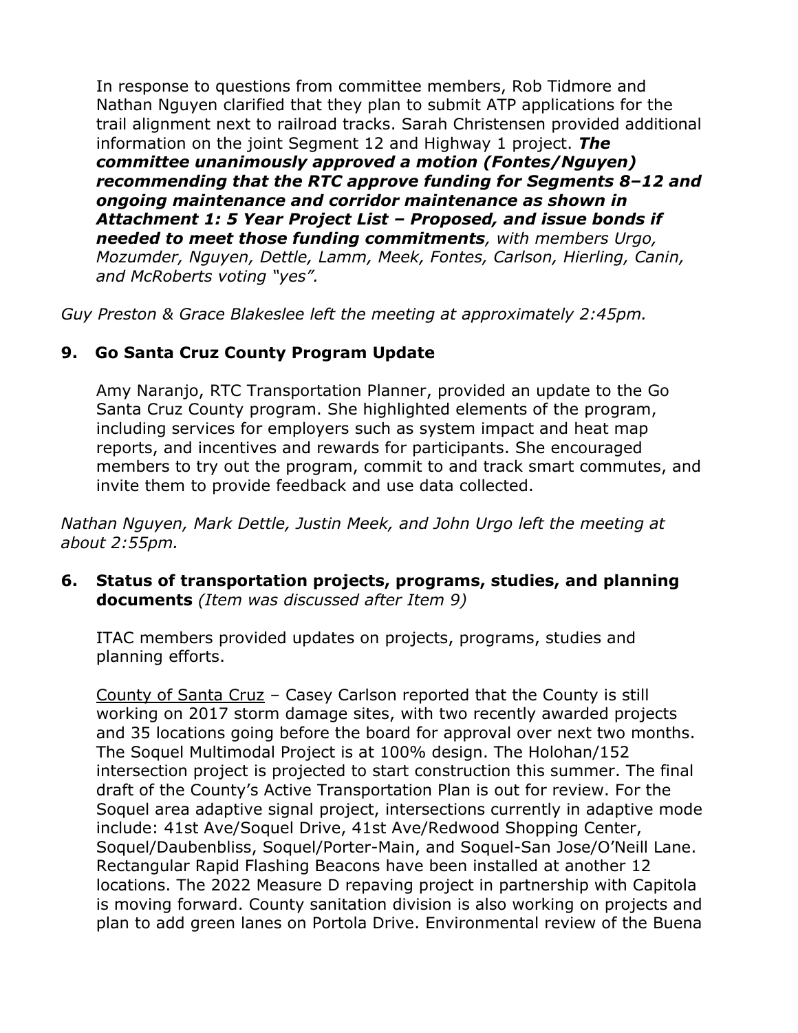In response to questions from committee members, Rob Tidmore and Nathan Nguyen clarified that they plan to submit ATP applications for the trail alignment next to railroad tracks. Sarah Christensen provided additional information on the joint Segment 12 and Highway 1 project. ***The committee unanimously approved a motion (Fontes/Nguyen) recommending that the RTC approve funding for Segments 8–12 and ongoing maintenance and corridor maintenance as shown in Attachment 1: 5 Year Project List – Proposed, and issue bonds if needed to meet those funding commitments****, with members Urgo, Mozumder, Nguyen, Dettle, Lamm, Meek, Fontes, Carlson, Hierling, Canin, and McRoberts voting "yes".*

*Guy Preston & Grace Blakeslee left the meeting at approximately 2:45pm.*

## 9. Go Santa Cruz County Program Update

Amy Naranjo, RTC Transportation Planner, provided an update to the Go Santa Cruz County program. She highlighted elements of the program, including services for employers such as system impact and heat map reports, and incentives and rewards for participants. She encouraged members to try out the program, commit to and track smart commutes, and invite them to provide feedback and use data collected.

*Nathan Nguyen, Mark Dettle, Justin Meek, and John Urgo left the meeting at about 2:55pm.*

## 6. Status of transportation projects, programs, studies, and planning documents *(Item was discussed after Item 9)*

ITAC members provided updates on projects, programs, studies and planning efforts.

County of Santa Cruz – Casey Carlson reported that the County is still working on 2017 storm damage sites, with two recently awarded projects and 35 locations going before the board for approval over next two months. The Soquel Multimodal Project is at 100% design. The Holohan/152 intersection project is projected to start construction this summer. The final draft of the County's Active Transportation Plan is out for review. For the Soquel area adaptive signal project, intersections currently in adaptive mode include: 41st Ave/Soquel Drive, 41st Ave/Redwood Shopping Center, Soquel/Daubenbliss, Soquel/Porter-Main, and Soquel-San Jose/O'Neill Lane. Rectangular Rapid Flashing Beacons have been installed at another 12 locations. The 2022 Measure D repaving project in partnership with Capitola is moving forward. County sanitation division is also working on projects and plan to add green lanes on Portola Drive. Environmental review of the Buena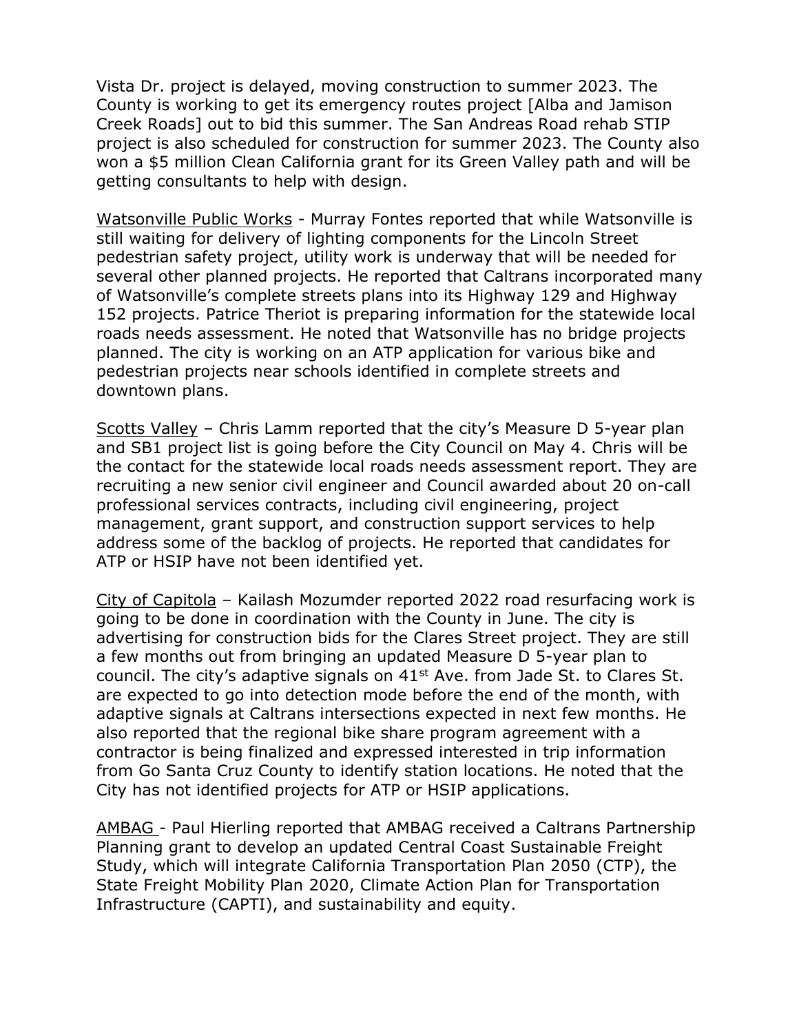Vista Dr. project is delayed, moving construction to summer 2023. The County is working to get its emergency routes project [Alba and Jamison Creek Roads] out to bid this summer. The San Andreas Road rehab STIP project is also scheduled for construction for summer 2023. The County also won a $5 million Clean California grant for its Green Valley path and will be getting consultants to help with design.

Watsonville Public Works - Murray Fontes reported that while Watsonville is still waiting for delivery of lighting components for the Lincoln Street pedestrian safety project, utility work is underway that will be needed for several other planned projects. He reported that Caltrans incorporated many of Watsonville's complete streets plans into its Highway 129 and Highway 152 projects. Patrice Theriot is preparing information for the statewide local roads needs assessment. He noted that Watsonville has no bridge projects planned. The city is working on an ATP application for various bike and pedestrian projects near schools identified in complete streets and downtown plans.

Scotts Valley – Chris Lamm reported that the city's Measure D 5-year plan and SB1 project list is going before the City Council on May 4. Chris will be the contact for the statewide local roads needs assessment report. They are recruiting a new senior civil engineer and Council awarded about 20 on-call professional services contracts, including civil engineering, project management, grant support, and construction support services to help address some of the backlog of projects. He reported that candidates for ATP or HSIP have not been identified yet.

City of Capitola – Kailash Mozumder reported 2022 road resurfacing work is going to be done in coordination with the County in June. The city is advertising for construction bids for the Clares Street project. They are still a few months out from bringing an updated Measure D 5-year plan to council. The city's adaptive signals on 41st Ave. from Jade St. to Clares St. are expected to go into detection mode before the end of the month, with adaptive signals at Caltrans intersections expected in next few months. He also reported that the regional bike share program agreement with a contractor is being finalized and expressed interested in trip information from Go Santa Cruz County to identify station locations. He noted that the City has not identified projects for ATP or HSIP applications.

AMBAG - Paul Hierling reported that AMBAG received a Caltrans Partnership Planning grant to develop an updated Central Coast Sustainable Freight Study, which will integrate California Transportation Plan 2050 (CTP), the State Freight Mobility Plan 2020, Climate Action Plan for Transportation Infrastructure (CAPTI), and sustainability and equity.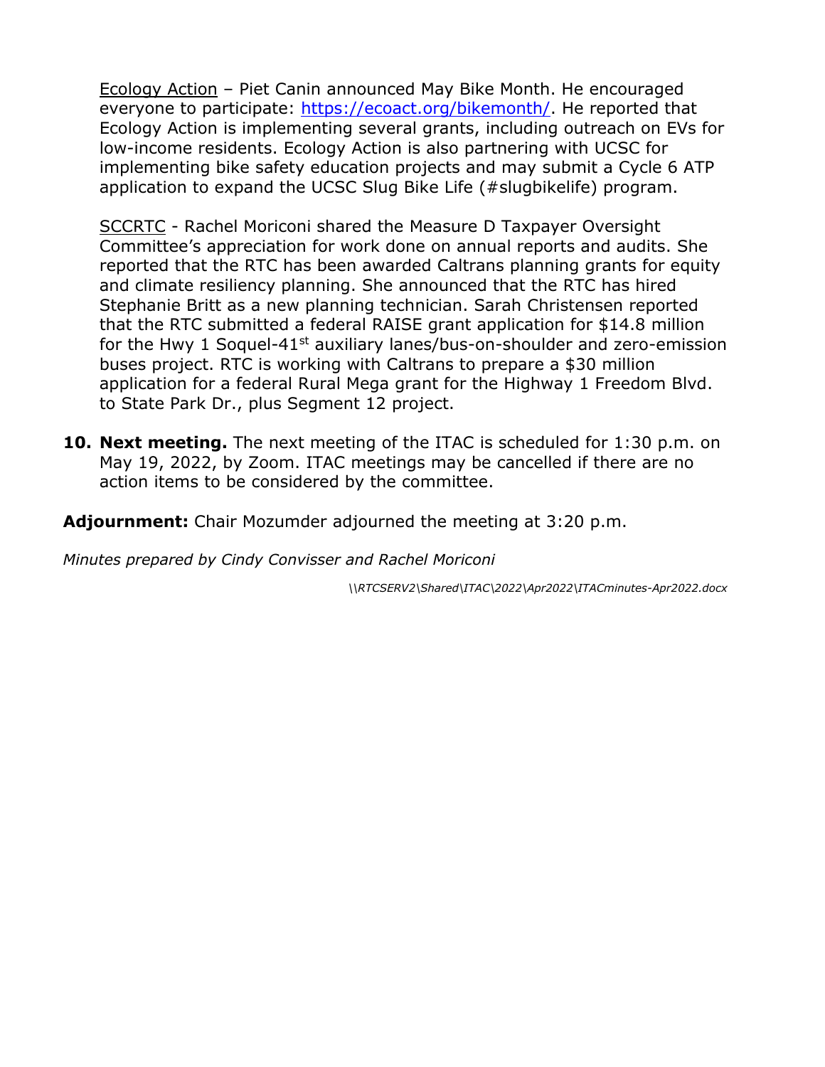Ecology Action – Piet Canin announced May Bike Month. He encouraged everyone to participate: [https://ecoact.org/bikemonth/](https://ecoact.org/bikemonth/). He reported that Ecology Action is implementing several grants, including outreach on EVs for low-income residents. Ecology Action is also partnering with UCSC for implementing bike safety education projects and may submit a Cycle 6 ATP application to expand the UCSC Slug Bike Life (#slugbikelife) program.

SCCRTC - Rachel Moriconi shared the Measure D Taxpayer Oversight Committee's appreciation for work done on annual reports and audits. She reported that the RTC has been awarded Caltrans planning grants for equity and climate resiliency planning. She announced that the RTC has hired Stephanie Britt as a new planning technician. Sarah Christensen reported that the RTC submitted a federal RAISE grant application for $14.8 million for the Hwy 1 Soquel-41st auxiliary lanes/bus-on-shoulder and zero-emission buses project. RTC is working with Caltrans to prepare a $30 million application for a federal Rural Mega grant for the Highway 1 Freedom Blvd. to State Park Dr., plus Segment 12 project.

10. **Next meeting.** The next meeting of the ITAC is scheduled for 1:30 p.m. on May 19, 2022, by Zoom. ITAC meetings may be cancelled if there are no action items to be considered by the committee.

**Adjournment:** Chair Mozumder adjourned the meeting at 3:20 p.m.

*Minutes prepared by Cindy Convisser and Rachel Moriconi*

*\\RTCSERV2\Shared\ITAC\2022\Apr2022\ITACminutes-Apr2022.docx*